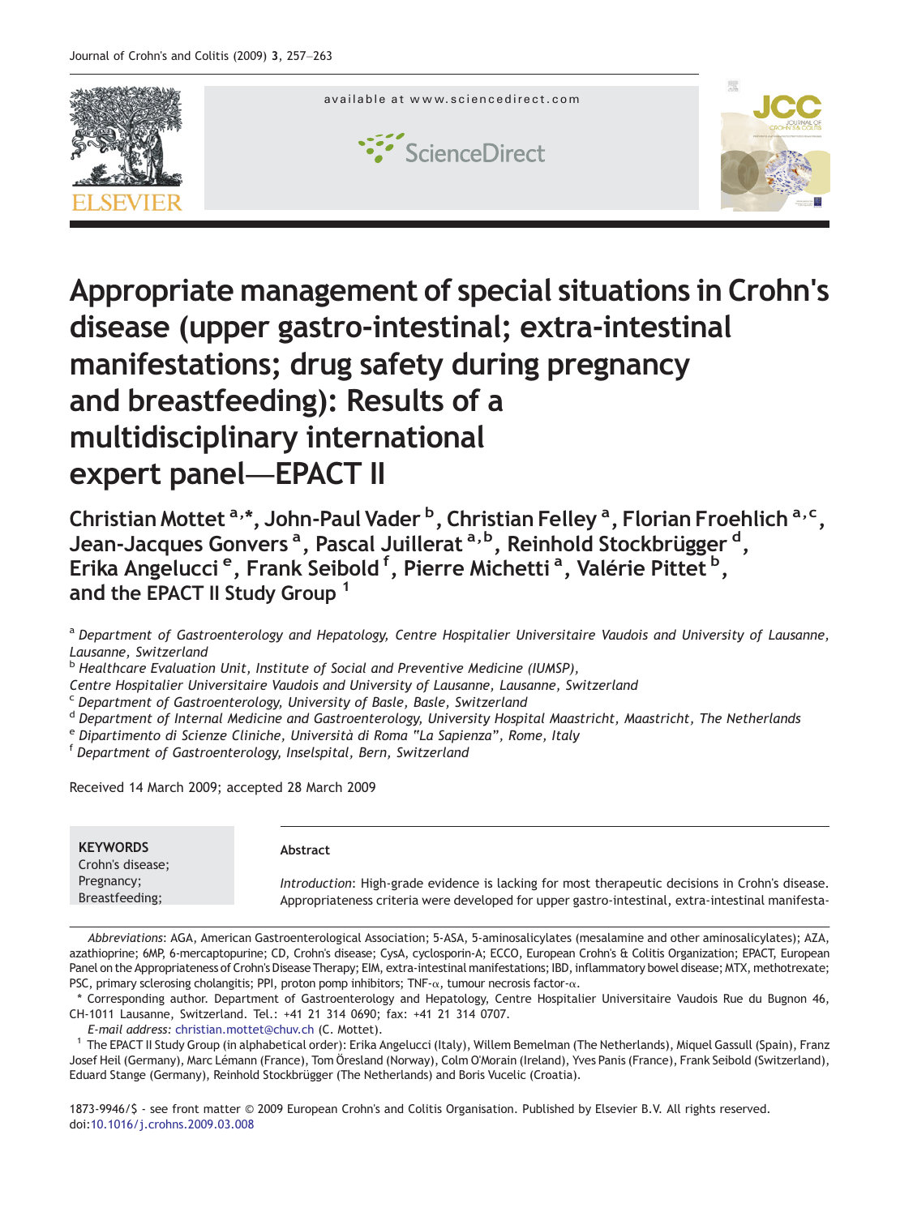available at www.sciencedirect.com

ScienceDirect

# Appropriate management of special situations in Crohn's disease (upper gastro-intestinal; extra-intestinal manifestations; drug safety during pregnancy and breastfeeding): Results of a multidisciplinary international expert panel—EPACT II

**Christian Mottet [a,*], John-Paul Vader [b], Christian Felley [a], Florian Froehlich [a,c], Jean-Jacques Gonvers [a], Pascal Juillerat [a,b], Reinhold Stockbrügger [d], Erika Angelucci [e], Frank Seibold [f], Pierre Michetti [a], Valérie Pittet [b], and the EPACT II Study Group [1]**

[a] *Department of Gastroenterology and Hepatology, Centre Hospitalier Universitaire Vaudois and University of Lausanne, Lausanne, Switzerland*
[b] *Healthcare Evaluation Unit, Institute of Social and Preventive Medicine (IUMSP), Centre Hospitalier Universitaire Vaudois and University of Lausanne, Lausanne, Switzerland*
[c] *Department of Gastroenterology, University of Basle, Basle, Switzerland*
[d] *Department of Internal Medicine and Gastroenterology, University Hospital Maastricht, Maastricht, The Netherlands*
[e] *Dipartimento di Scienze Cliniche, Università di Roma "La Sapienza", Rome, Italy*
[f] *Department of Gastroenterology, Inselspital, Bern, Switzerland*

Received 14 March 2009; accepted 28 March 2009

**KEYWORDS**
Crohn's disease;
Pregnancy;
Breastfeeding;

**Abstract**

*Introduction*: High-grade evidence is lacking for most therapeutic decisions in Crohn's disease. Appropriateness criteria were developed for upper gastro-intestinal, extra-intestinal manifesta-

*Abbreviations*: AGA, American Gastroenterological Association; 5-ASA, 5-aminosalicylates (mesalamine and other aminosalicylates); AZA, azathioprine; 6MP, 6-mercaptopurine; CD, Crohn's disease; CysA, cyclosporin-A; ECCO, European Crohn's & Colitis Organization; EPACT, European Panel on the Appropriateness of Crohn's Disease Therapy; EIM, extra-intestinal manifestations; IBD, inflammatory bowel disease; MTX, methotrexate; PSC, primary sclerosing cholangitis; PPI, proton pump inhibitors; TNF-α, tumour necrosis factor-α.

\* Corresponding author. Department of Gastroenterology and Hepatology, Centre Hospitalier Universitaire Vaudois Rue du Bugnon 46, CH-1011 Lausanne, Switzerland. Tel.: +41 21 314 0690; fax: +41 21 314 0707.

*E-mail address:* christian.mottet@chuv.ch (C. Mottet).

[1] The EPACT II Study Group (in alphabetical order): Erika Angelucci (Italy), Willem Bemelman (The Netherlands), Miquel Gassull (Spain), Franz Josef Heil (Germany), Marc Lémann (France), Tom Öresland (Norway), Colm O'Morain (Ireland), Yves Panis (France), Frank Seibold (Switzerland), Eduard Stange (Germany), Reinhold Stockbrügger (The Netherlands) and Boris Vucelic (Croatia).

1873-9946/$ - see front matter © 2009 European Crohn's and Colitis Organisation. Published by Elsevier B.V. All rights reserved.
doi:10.1016/j.crohns.2009.03.008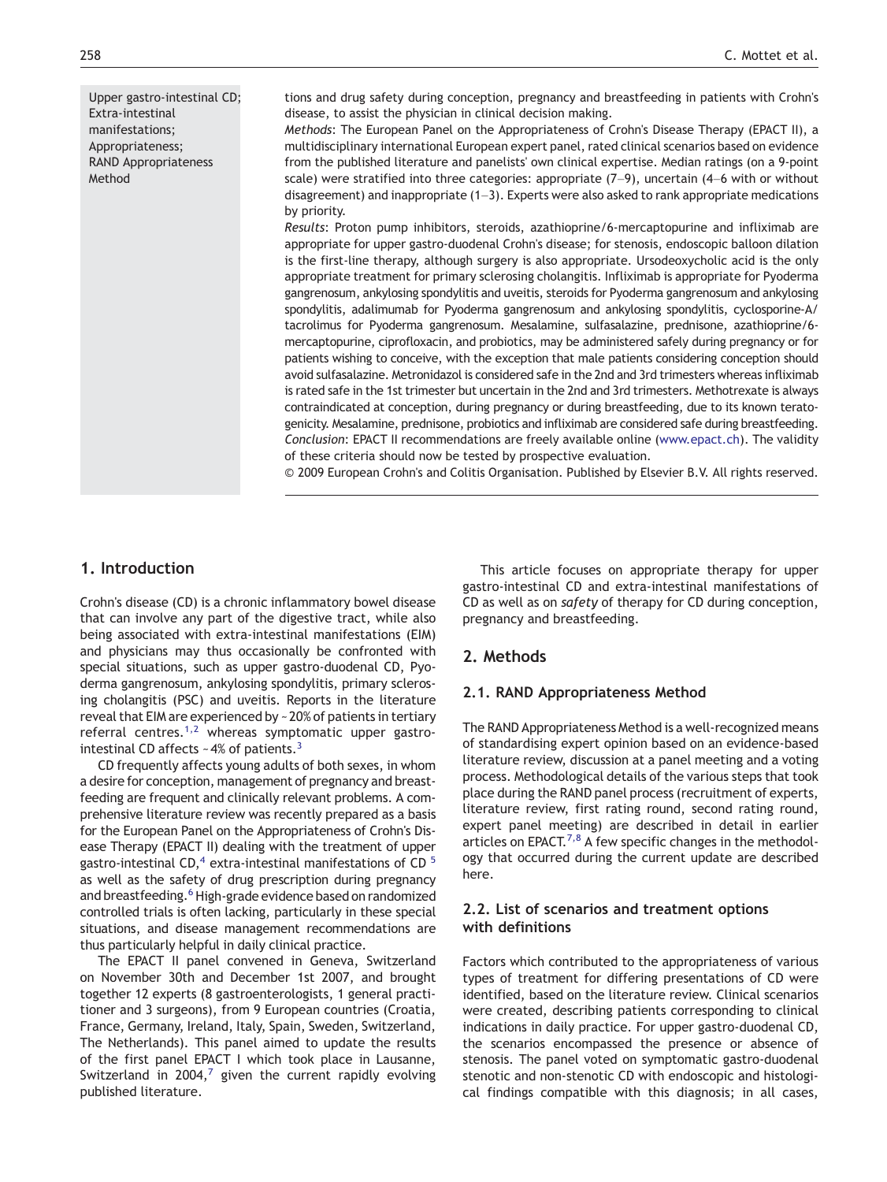Upper gastro-intestinal CD; Extra-intestinal manifestations; Appropriateness; RAND Appropriateness Method

tions and drug safety during conception, pregnancy and breastfeeding in patients with Crohn's disease, to assist the physician in clinical decision making.

*Methods*: The European Panel on the Appropriateness of Crohn's Disease Therapy (EPACT II), a multidisciplinary international European expert panel, rated clinical scenarios based on evidence from the published literature and panelists' own clinical expertise. Median ratings (on a 9-point scale) were stratified into three categories: appropriate (7–9), uncertain (4–6 with or without disagreement) and inappropriate (1–3). Experts were also asked to rank appropriate medications by priority.

*Results*: Proton pump inhibitors, steroids, azathioprine/6-mercaptopurine and infliximab are appropriate for upper gastro-duodenal Crohn's disease; for stenosis, endoscopic balloon dilation is the first-line therapy, although surgery is also appropriate. Ursodeoxycholic acid is the only appropriate treatment for primary sclerosing cholangitis. Infliximab is appropriate for Pyoderma gangrenosum, ankylosing spondylitis and uveitis, steroids for Pyoderma gangrenosum and ankylosing spondylitis, adalimumab for Pyoderma gangrenosum and ankylosing spondylitis, cyclosporine-A/tacrolimus for Pyoderma gangrenosum. Mesalamine, sulfasalazine, prednisone, azathioprine/6-mercaptopurine, ciprofloxacin, and probiotics, may be administered safely during pregnancy or for patients wishing to conceive, with the exception that male patients considering conception should avoid sulfasalazine. Metronidazol is considered safe in the 2nd and 3rd trimesters whereas infliximab is rated safe in the 1st trimester but uncertain in the 2nd and 3rd trimesters. Methotrexate is always contraindicated at conception, during pregnancy or during breastfeeding, due to its known teratogenicity. Mesalamine, prednisone, probiotics and infliximab are considered safe during breastfeeding.

*Conclusion*: EPACT II recommendations are freely available online (www.epact.ch). The validity of these criteria should now be tested by prospective evaluation.

© 2009 European Crohn's and Colitis Organisation. Published by Elsevier B.V. All rights reserved.

## 1. Introduction

Crohn's disease (CD) is a chronic inflammatory bowel disease that can involve any part of the digestive tract, while also being associated with extra-intestinal manifestations (EIM) and physicians may thus occasionally be confronted with special situations, such as upper gastro-duodenal CD, Pyoderma gangrenosum, ankylosing spondylitis, primary sclerosing cholangitis (PSC) and uveitis. Reports in the literature reveal that EIM are experienced by ~20% of patients in tertiary referral centres.[1,2] whereas symptomatic upper gastro-intestinal CD affects ~4% of patients.[3]

CD frequently affects young adults of both sexes, in whom a desire for conception, management of pregnancy and breastfeeding are frequent and clinically relevant problems. A comprehensive literature review was recently prepared as a basis for the European Panel on the Appropriateness of Crohn's Disease Therapy (EPACT II) dealing with the treatment of upper gastro-intestinal CD,[4] extra-intestinal manifestations of CD [5] as well as the safety of drug prescription during pregnancy and breastfeeding.[6] High-grade evidence based on randomized controlled trials is often lacking, particularly in these special situations, and disease management recommendations are thus particularly helpful in daily clinical practice.

The EPACT II panel convened in Geneva, Switzerland on November 30th and December 1st 2007, and brought together 12 experts (8 gastroenterologists, 1 general practitioner and 3 surgeons), from 9 European countries (Croatia, France, Germany, Ireland, Italy, Spain, Sweden, Switzerland, The Netherlands). This panel aimed to update the results of the first panel EPACT I which took place in Lausanne, Switzerland in 2004,[7] given the current rapidly evolving published literature.

This article focuses on appropriate therapy for upper gastro-intestinal CD and extra-intestinal manifestations of CD as well as on *safety* of therapy for CD during conception, pregnancy and breastfeeding.

## 2. Methods

### 2.1. RAND Appropriateness Method

The RAND Appropriateness Method is a well-recognized means of standardising expert opinion based on an evidence-based literature review, discussion at a panel meeting and a voting process. Methodological details of the various steps that took place during the RAND panel process (recruitment of experts, literature review, first rating round, second rating round, expert panel meeting) are described in detail in earlier articles on EPACT.[7,8] A few specific changes in the methodology that occurred during the current update are described here.

### 2.2. List of scenarios and treatment options with definitions

Factors which contributed to the appropriateness of various types of treatment for differing presentations of CD were identified, based on the literature review. Clinical scenarios were created, describing patients corresponding to clinical indications in daily practice. For upper gastro-duodenal CD, the scenarios encompassed the presence or absence of stenosis. The panel voted on symptomatic gastro-duodenal stenotic and non-stenotic CD with endoscopic and histological findings compatible with this diagnosis; in all cases,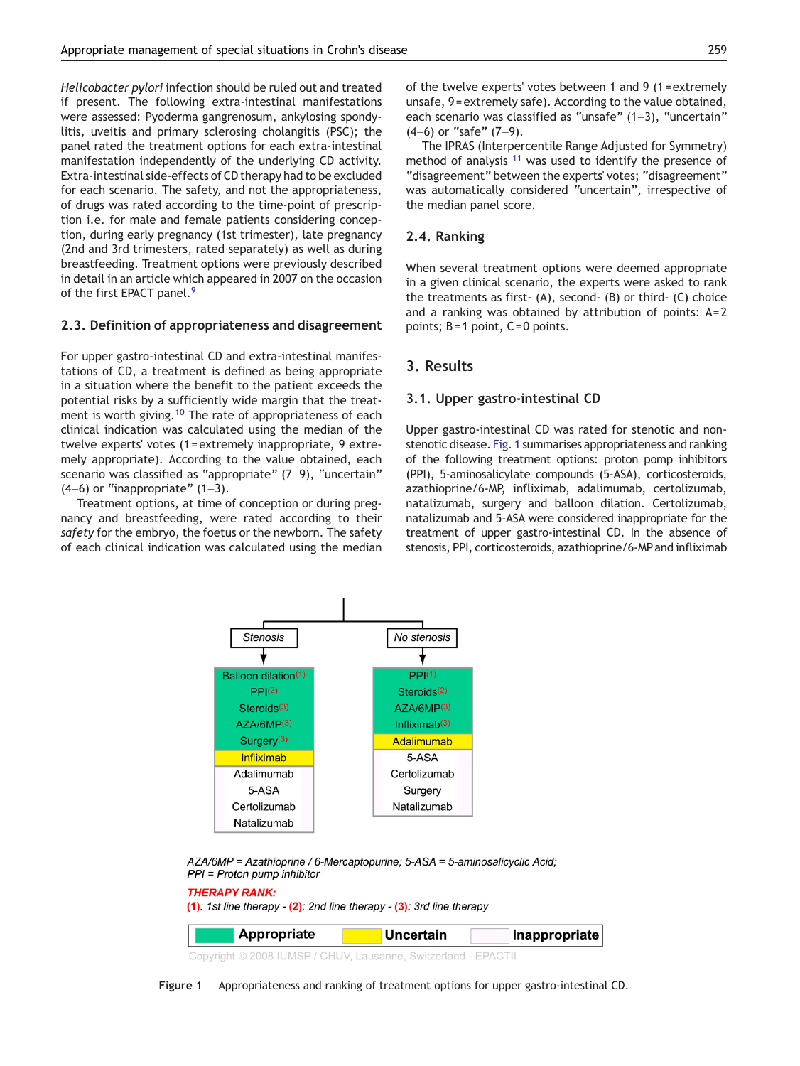*Helicobacter pylori* infection should be ruled out and treated if present. The following extra-intestinal manifestations were assessed: Pyoderma gangrenosum, ankylosing spondylitis, uveitis and primary sclerosing cholangitis (PSC); the panel rated the treatment options for each extra-intestinal manifestation independently of the underlying CD activity. Extra-intestinal side-effects of CD therapy had to be excluded for each scenario. The safety, and not the appropriateness, of drugs was rated according to the time-point of prescription i.e. for male and female patients considering conception, during early pregnancy (1st trimester), late pregnancy (2nd and 3rd trimesters, rated separately) as well as during breastfeeding. Treatment options were previously described in detail in an article which appeared in 2007 on the occasion of the first EPACT panel.[9]

## 2.3. Definition of appropriateness and disagreement

For upper gastro-intestinal CD and extra-intestinal manifestations of CD, a treatment is defined as being appropriate in a situation where the benefit to the patient exceeds the potential risks by a sufficiently wide margin that the treatment is worth giving.[10] The rate of appropriateness of each clinical indication was calculated using the median of the twelve experts' votes (1 = extremely inappropriate, 9 extremely appropriate). According to the value obtained, each scenario was classified as "appropriate" (7–9), "uncertain" (4–6) or "inappropriate" (1–3).

Treatment options, at time of conception or during pregnancy and breastfeeding, were rated according to their *safety* for the embryo, the foetus or the newborn. The safety of each clinical indication was calculated using the median of the twelve experts' votes between 1 and 9 (1 = extremely unsafe, 9 = extremely safe). According to the value obtained, each scenario was classified as "unsafe" (1–3), "uncertain" (4–6) or "safe" (7–9).

The IPRAS (Interpercentile Range Adjusted for Symmetry) method of analysis [11] was used to identify the presence of "disagreement" between the experts' votes; "disagreement" was automatically considered "uncertain", irrespective of the median panel score.

## 2.4. Ranking

When several treatment options were deemed appropriate in a given clinical scenario, the experts were asked to rank the treatments as first- (A), second- (B) or third- (C) choice and a ranking was obtained by attribution of points: A = 2 points; B = 1 point, C = 0 points.

# 3. Results

## 3.1. Upper gastro-intestinal CD

Upper gastro-intestinal CD was rated for stenotic and non-stenotic disease. Fig. 1 summarises appropriateness and ranking of the following treatment options: proton pomp inhibitors (PPI), 5-aminosalicylate compounds (5-ASA), corticosteroids, azathioprine/6-MP, infliximab, adalimumab, certolizumab, natalizumab, surgery and balloon dilation. Certolizumab, natalizumab and 5-ASA were considered inappropriate for the treatment of upper gastro-intestinal CD. In the absence of stenosis, PPI, corticosteroids, azathioprine/6-MP and infliximab

| Stenosis | No stenosis |
|---|---|
| Balloon dilation (1) – Appropriate | PPI (1) – Appropriate |
| PPI (2) – Appropriate | Steroids (2) – Appropriate |
| Steroids (3) – Appropriate | AZA/6MP (3) – Appropriate |
| AZA/6MP (3) – Appropriate | Infliximab (3) – Appropriate |
| Surgery (3) – Appropriate | Adalimumab – Uncertain |
| Infliximab – Uncertain | 5-ASA – Inappropriate |
| Adalimumab – Inappropriate | Certolizumab – Inappropriate |
| 5-ASA – Inappropriate | Surgery – Inappropriate |
| Certolizumab – Inappropriate | Natalizumab – Inappropriate |
| Natalizumab – Inappropriate | |

*AZA/6MP = Azathioprine / 6-Mercaptopurine; 5-ASA = 5-aminosalicyclic Acid; PPI = Proton pump inhibitor*

*THERAPY RANK:* (1): 1st line therapy - (2): 2nd line therapy - (3): 3rd line therapy

Copyright © 2008 IUMSP / CHUV, Lausanne, Switzerland - EPACTII

**Figure 1** Appropriateness and ranking of treatment options for upper gastro-intestinal CD.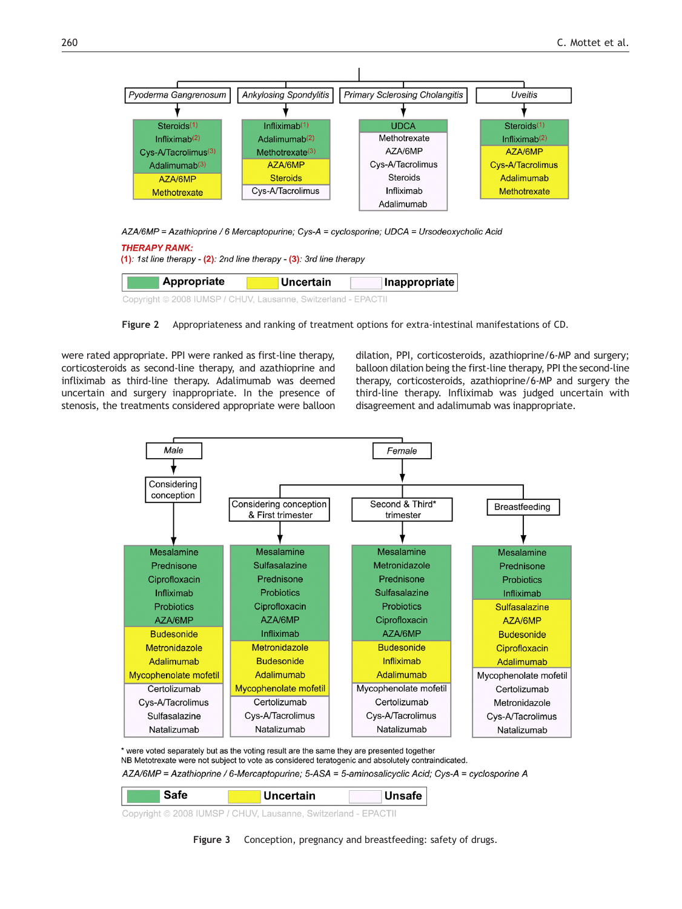| Pyoderma Gangrenosum | Ankylosing Spondylitis | Primary Sclerosing Cholangitis | Uveitis |
|---|---|---|---|
| Steroids(1) | Infliximab(1) | UDCA | Steroids(1) |
| Infliximab(2) | Adalimumab(2) | Methotrexate | Infliximab(2) |
| Cys-A/Tacrolimus(3) | Methotrexate(3) | AZA/6MP | AZA/6MP |
| Adalimumab(3) | AZA/6MP | Cys-A/Tacrolimus | Cys-A/Tacrolimus |
| AZA/6MP | Steroids | Steroids | Adalimumab |
| Methotrexate | Cys-A/Tacrolimus | Infliximab | Methotrexate |
| | | Adalimumab | |

Appropriate: Pyoderma Gangrenosum — Steroids, Infliximab, Cys-A/Tacrolimus, Adalimumab; Ankylosing Spondylitis — Infliximab, Adalimumab, Methotrexate; Primary Sclerosing Cholangitis — UDCA; Uveitis — Steroids, Infliximab.
Uncertain: Pyoderma Gangrenosum — AZA/6MP, Methotrexate; Ankylosing Spondylitis — AZA/6MP, Steroids; Uveitis — AZA/6MP, Cys-A/Tacrolimus, Adalimumab, Methotrexate.
Inappropriate: Ankylosing Spondylitis — Cys-A/Tacrolimus; Primary Sclerosing Cholangitis — Methotrexate, AZA/6MP, Cys-A/Tacrolimus, Steroids, Infliximab, Adalimumab.

*AZA/6MP = Azathioprine / 6 Mercaptopurine; Cys-A = cyclosporine; UDCA = Ursodeoxycholic Acid*

**THERAPY RANK:**
(1): *1st line therapy* - (2): *2nd line therapy* - (3): *3rd line therapy*

Appropriate | Uncertain | Inappropriate

Copyright © 2008 IUMSP / CHUV, Lausanne, Switzerland - EPACTII

**Figure 2** Appropriateness and ranking of treatment options for extra-intestinal manifestations of CD.

were rated appropriate. PPI were ranked as first-line therapy, corticosteroids as second-line therapy, and azathioprine and infliximab as third-line therapy. Adalimumab was deemed uncertain and surgery inappropriate. In the presence of stenosis, the treatments considered appropriate were balloon dilation, PPI, corticosteroids, azathioprine/6-MP and surgery; balloon dilation being the first-line therapy, PPI the second-line therapy, corticosteroids, azathioprine/6-MP and surgery the third-line therapy. Infliximab was judged uncertain with disagreement and adalimumab was inappropriate.

| Male: Considering conception | Female: Considering conception & First trimester | Female: Second & Third* trimester | Female: Breastfeeding |
|---|---|---|---|
| **Safe:** Mesalamine, Prednisone, Ciprofloxacin, Infliximab, Probiotics, AZA/6MP | **Safe:** Mesalamine, Sulfasalazine, Prednisone, Probiotics, Ciprofloxacin, AZA/6MP, Infliximab | **Safe:** Mesalamine, Metronidazole, Prednisone, Sulfasalazine, Probiotics, Ciprofloxacin, AZA/6MP | **Safe:** Mesalamine, Prednisone, Probiotics, Infliximab |
| **Uncertain:** Budesonide, Metronidazole, Adalimumab, Mycophenolate mofetil | **Uncertain:** Metronidazole, Budesonide, Adalimumab, Mycophenolate mofetil | **Uncertain:** Budesonide, Infliximab, Adalimumab | **Uncertain:** Sulfasalazine, AZA/6MP, Budesonide, Ciprofloxacin, Adalimumab |
| **Unsafe:** Certolizumab, Cys-A/Tacrolimus, Sulfasalazine, Natalizumab | **Unsafe:** Certolizumab, Cys-A/Tacrolimus, Natalizumab | **Unsafe:** Mycophenolate mofetil, Certolizumab, Cys-A/Tacrolimus, Natalizumab | **Unsafe:** Mycophenolate mofetil, Certolizumab, Metronidazole, Cys-A/Tacrolimus, Natalizumab |

\* were voted separately but as the voting result are the same they are presented together
NB Metotrexate were not subject to vote as considered teratogenic and absolutely contraindicated.
*AZA/6MP = Azathioprine / 6-Mercaptopurine; 5-ASA = 5-aminosalicyclic Acid; Cys-A = cyclosporine A*

Safe | Uncertain | Unsafe

Copyright © 2008 IUMSP / CHUV, Lausanne, Switzerland - EPACTII

**Figure 3** Conception, pregnancy and breastfeeding: safety of drugs.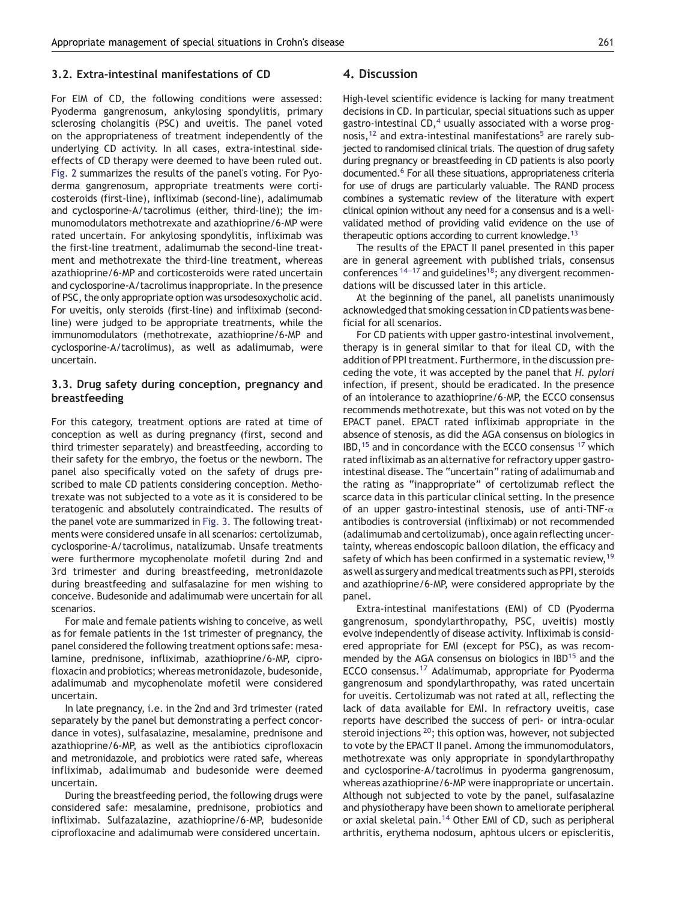### 3.2. Extra-intestinal manifestations of CD

For EIM of CD, the following conditions were assessed: Pyoderma gangrenosum, ankylosing spondylitis, primary sclerosing cholangitis (PSC) and uveitis. The panel voted on the appropriateness of treatment independently of the underlying CD activity. In all cases, extra-intestinal side-effects of CD therapy were deemed to have been ruled out. Fig. 2 summarizes the results of the panel's voting. For Pyoderma gangrenosum, appropriate treatments were corticosteroids (first-line), infliximab (second-line), adalimumab and cyclosporine-A/tacrolimus (either, third-line); the immunomodulators methotrexate and azathioprine/6-MP were rated uncertain. For ankylosing spondylitis, infliximab was the first-line treatment, adalimumab the second-line treatment and methotrexate the third-line treatment, whereas azathioprine/6-MP and corticosteroids were rated uncertain and cyclosporine-A/tacrolimus inappropriate. In the presence of PSC, the only appropriate option was ursodesoxycholic acid. For uveitis, only steroids (first-line) and infliximab (second-line) were judged to be appropriate treatments, while the immunomodulators (methotrexate, azathioprine/6-MP and cyclosporine-A/tacrolimus), as well as adalimumab, were uncertain.

### 3.3. Drug safety during conception, pregnancy and breastfeeding

For this category, treatment options are rated at time of conception as well as during pregnancy (first, second and third trimester separately) and breastfeeding, according to their safety for the embryo, the foetus or the newborn. The panel also specifically voted on the safety of drugs prescribed to male CD patients considering conception. Methotrexate was not subjected to a vote as it is considered to be teratogenic and absolutely contraindicated. The results of the panel vote are summarized in Fig. 3. The following treatments were considered unsafe in all scenarios: certolizumab, cyclosporine-A/tacrolimus, natalizumab. Unsafe treatments were furthermore mycophenolate mofetil during 2nd and 3rd trimester and during breastfeeding, metronidazole during breastfeeding and sulfasalazine for men wishing to conceive. Budesonide and adalimumab were uncertain for all scenarios.

For male and female patients wishing to conceive, as well as for female patients in the 1st trimester of pregnancy, the panel considered the following treatment options safe: mesalamine, prednisone, infliximab, azathioprine/6-MP, ciprofloxacin and probiotics; whereas metronidazole, budesonide, adalimumab and mycophenolate mofetil were considered uncertain.

In late pregnancy, i.e. in the 2nd and 3rd trimester (rated separately by the panel but demonstrating a perfect concordance in votes), sulfasalazine, mesalamine, prednisone and azathioprine/6-MP, as well as the antibiotics ciprofloxacin and metronidazole, and probiotics were rated safe, whereas infliximab, adalimumab and budesonide were deemed uncertain.

During the breastfeeding period, the following drugs were considered safe: mesalamine, prednisone, probiotics and infliximab. Sulfazalazine, azathioprine/6-MP, budesonide ciprofloxacine and adalimumab were considered uncertain.

## 4. Discussion

High-level scientific evidence is lacking for many treatment decisions in CD. In particular, special situations such as upper gastro-intestinal CD,[4] usually associated with a worse prognosis,[12] and extra-intestinal manifestations[5] are rarely subjected to randomised clinical trials. The question of drug safety during pregnancy or breastfeeding in CD patients is also poorly documented.[6] For all these situations, appropriateness criteria for use of drugs are particularly valuable. The RAND process combines a systematic review of the literature with expert clinical opinion without any need for a consensus and is a well-validated method of providing valid evidence on the use of therapeutic options according to current knowledge.[13]

The results of the EPACT II panel presented in this paper are in general agreement with published trials, consensus conferences [14–17] and guidelines[18]; any divergent recommendations will be discussed later in this article.

At the beginning of the panel, all panelists unanimously acknowledged that smoking cessation in CD patients was beneficial for all scenarios.

For CD patients with upper gastro-intestinal involvement, therapy is in general similar to that for ileal CD, with the addition of PPI treatment. Furthermore, in the discussion preceding the vote, it was accepted by the panel that *H. pylori* infection, if present, should be eradicated. In the presence of an intolerance to azathioprine/6-MP, the ECCO consensus recommends methotrexate, but this was not voted on by the EPACT panel. EPACT rated infliximab appropriate in the absence of stenosis, as did the AGA consensus on biologics in IBD,[15] and in concordance with the ECCO consensus [17] which rated infliximab as an alternative for refractory upper gastro-intestinal disease. The "uncertain" rating of adalimumab and the rating as "inappropriate" of certolizumab reflect the scarce data in this particular clinical setting. In the presence of an upper gastro-intestinal stenosis, use of anti-TNF-$\alpha$ antibodies is controversial (infliximab) or not recommended (adalimumab and certolizumab), once again reflecting uncertainty, whereas endoscopic balloon dilation, the efficacy and safety of which has been confirmed in a systematic review,[19] as well as surgery and medical treatments such as PPI, steroids and azathioprine/6-MP, were considered appropriate by the panel.

Extra-intestinal manifestations (EMI) of CD (Pyoderma gangrenosum, spondylarthropathy, PSC, uveitis) mostly evolve independently of disease activity. Infliximab is considered appropriate for EMI (except for PSC), as was recommended by the AGA consensus on biologics in IBD[15] and the ECCO consensus.[17] Adalimumab, appropriate for Pyoderma gangrenosum and spondylarthropathy, was rated uncertain for uveitis. Certolizumab was not rated at all, reflecting the lack of data available for EMI. In refractory uveitis, case reports have described the success of peri- or intra-ocular steroid injections [20]; this option was, however, not subjected to vote by the EPACT II panel. Among the immunomodulators, methotrexate was only appropriate in spondylarthropathy and cyclosporine-A/tacrolimus in pyoderma gangrenosum, whereas azathioprine/6-MP were inappropriate or uncertain. Although not subjected to vote by the panel, sulfasalazine and physiotherapy have been shown to ameliorate peripheral or axial skeletal pain.[14] Other EMI of CD, such as peripheral arthritis, erythema nodosum, aphtous ulcers or episcleritis,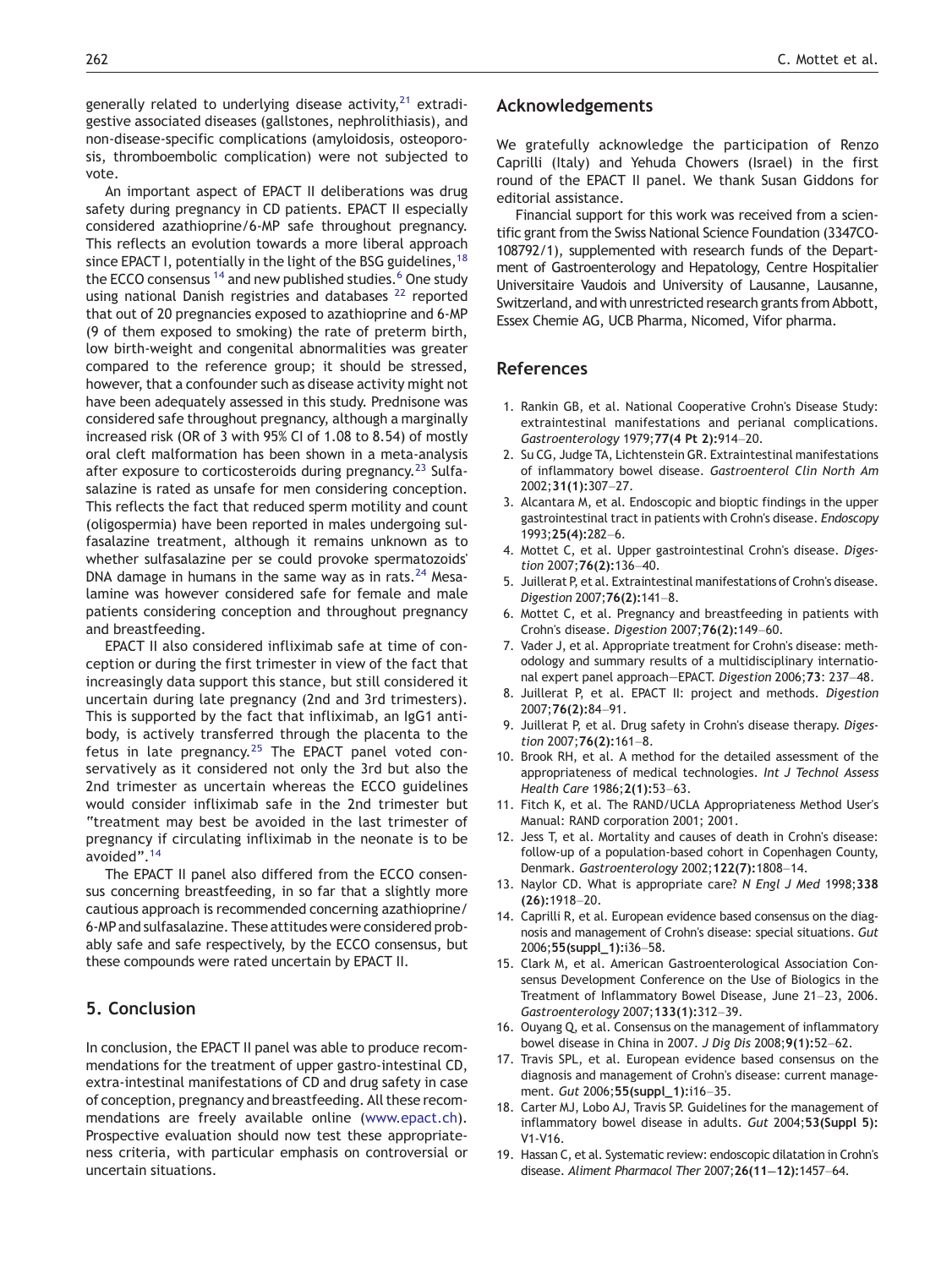generally related to underlying disease activity,[21] extradigestive associated diseases (gallstones, nephrolithiasis), and non-disease-specific complications (amyloidosis, osteoporosis, thromboembolic complication) were not subjected to vote.

An important aspect of EPACT II deliberations was drug safety during pregnancy in CD patients. EPACT II especially considered azathioprine/6-MP safe throughout pregnancy. This reflects an evolution towards a more liberal approach since EPACT I, potentially in the light of the BSG guidelines,[18] the ECCO consensus [14] and new published studies.[6] One study using national Danish registries and databases [22] reported that out of 20 pregnancies exposed to azathioprine and 6-MP (9 of them exposed to smoking) the rate of preterm birth, low birth-weight and congenital abnormalities was greater compared to the reference group; it should be stressed, however, that a confounder such as disease activity might not have been adequately assessed in this study. Prednisone was considered safe throughout pregnancy, although a marginally increased risk (OR of 3 with 95% CI of 1.08 to 8.54) of mostly oral cleft malformation has been shown in a meta-analysis after exposure to corticosteroids during pregnancy.[23] Sulfasalazine is rated as unsafe for men considering conception. This reflects the fact that reduced sperm motility and count (oligospermia) have been reported in males undergoing sulfasalazine treatment, although it remains unknown as to whether sulfasalazine per se could provoke spermatozoids' DNA damage in humans in the same way as in rats.[24] Mesalamine was however considered safe for female and male patients considering conception and throughout pregnancy and breastfeeding.

EPACT II also considered infliximab safe at time of conception or during the first trimester in view of the fact that increasingly data support this stance, but still considered it uncertain during late pregnancy (2nd and 3rd trimesters). This is supported by the fact that infliximab, an IgG1 antibody, is actively transferred through the placenta to the fetus in late pregnancy.[25] The EPACT panel voted conservatively as it considered not only the 3rd but also the 2nd trimester as uncertain whereas the ECCO guidelines would consider infliximab safe in the 2nd trimester but "treatment may best be avoided in the last trimester of pregnancy if circulating infliximab in the neonate is to be avoided".[14]

The EPACT II panel also differed from the ECCO consensus concerning breastfeeding, in so far that a slightly more cautious approach is recommended concerning azathioprine/6-MP and sulfasalazine. These attitudes were considered probably safe and safe respectively, by the ECCO consensus, but these compounds were rated uncertain by EPACT II.

## 5. Conclusion

In conclusion, the EPACT II panel was able to produce recommendations for the treatment of upper gastro-intestinal CD, extra-intestinal manifestations of CD and drug safety in case of conception, pregnancy and breastfeeding. All these recommendations are freely available online (www.epact.ch). Prospective evaluation should now test these appropriateness criteria, with particular emphasis on controversial or uncertain situations.

## Acknowledgements

We gratefully acknowledge the participation of Renzo Caprilli (Italy) and Yehuda Chowers (Israel) in the first round of the EPACT II panel. We thank Susan Giddons for editorial assistance.

Financial support for this work was received from a scientific grant from the Swiss National Science Foundation (3347CO-108792/1), supplemented with research funds of the Department of Gastroenterology and Hepatology, Centre Hospitalier Universitaire Vaudois and University of Lausanne, Lausanne, Switzerland, and with unrestricted research grants from Abbott, Essex Chemie AG, UCB Pharma, Nicomed, Vifor pharma.

## References

1. Rankin GB, et al. National Cooperative Crohn's Disease Study: extraintestinal manifestations and perianal complications. *Gastroenterology* 1979;**77(4 Pt 2):**914–20.
2. Su CG, Judge TA, Lichtenstein GR. Extraintestinal manifestations of inflammatory bowel disease. *Gastroenterol Clin North Am* 2002;**31(1):**307–27.
3. Alcantara M, et al. Endoscopic and bioptic findings in the upper gastrointestinal tract in patients with Crohn's disease. *Endoscopy* 1993;**25(4):**282–6.
4. Mottet C, et al. Upper gastrointestinal Crohn's disease. *Digestion* 2007;**76(2):**136–40.
5. Juillerat P, et al. Extraintestinal manifestations of Crohn's disease. *Digestion* 2007;**76(2):**141–8.
6. Mottet C, et al. Pregnancy and breastfeeding in patients with Crohn's disease. *Digestion* 2007;**76(2):**149–60.
7. Vader J, et al. Appropriate treatment for Crohn's disease: methodology and summary results of a multidisciplinary international expert panel approach—EPACT. *Digestion* 2006;**73**: 237–48.
8. Juillerat P, et al. EPACT II: project and methods. *Digestion* 2007;**76(2):**84–91.
9. Juillerat P, et al. Drug safety in Crohn's disease therapy. *Digestion* 2007;**76(2):**161–8.
10. Brook RH, et al. A method for the detailed assessment of the appropriateness of medical technologies. *Int J Technol Assess Health Care* 1986;**2(1):**53–63.
11. Fitch K, et al. The RAND/UCLA Appropriateness Method User's Manual: RAND corporation 2001; 2001.
12. Jess T, et al. Mortality and causes of death in Crohn's disease: follow-up of a population-based cohort in Copenhagen County, Denmark. *Gastroenterology* 2002;**122(7):**1808–14.
13. Naylor CD. What is appropriate care? *N Engl J Med* 1998;**338 (26):**1918–20.
14. Caprilli R, et al. European evidence based consensus on the diagnosis and management of Crohn's disease: special situations. *Gut* 2006;**55(suppl_1):**i36–58.
15. Clark M, et al. American Gastroenterological Association Consensus Development Conference on the Use of Biologics in the Treatment of Inflammatory Bowel Disease, June 21–23, 2006. *Gastroenterology* 2007;**133(1):**312–39.
16. Ouyang Q, et al. Consensus on the management of inflammatory bowel disease in China in 2007. *J Dig Dis* 2008;**9(1):**52–62.
17. Travis SPL, et al. European evidence based consensus on the diagnosis and management of Crohn's disease: current management. *Gut* 2006;**55(suppl_1):**i16–35.
18. Carter MJ, Lobo AJ, Travis SP. Guidelines for the management of inflammatory bowel disease in adults. *Gut* 2004;**53(Suppl 5):** V1-V16.
19. Hassan C, et al. Systematic review: endoscopic dilatation in Crohn's disease. *Aliment Pharmacol Ther* 2007;**26(11–12):**1457–64.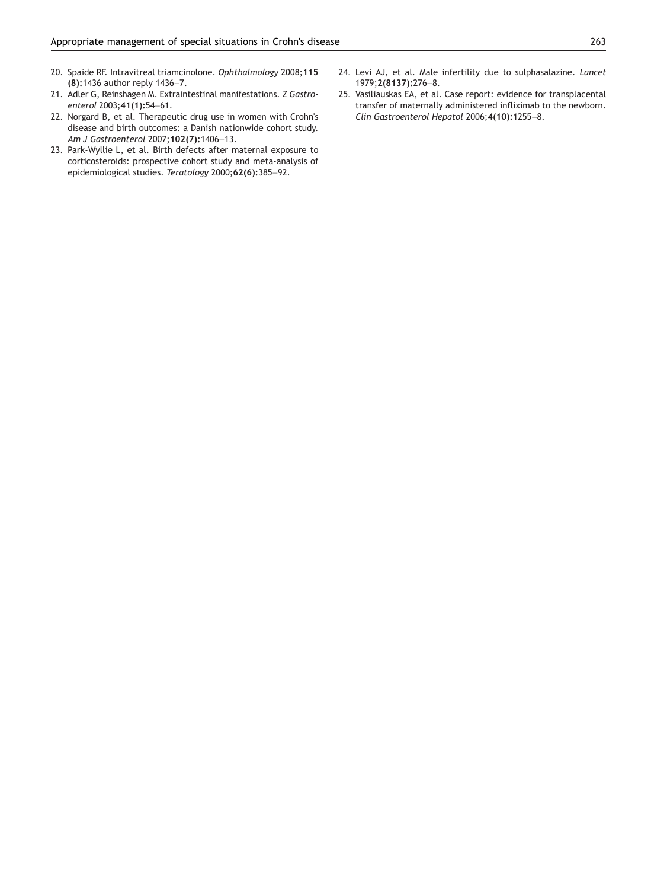20. Spaide RF. Intravitreal triamcinolone. *Ophthalmology* 2008;**115 (8):**1436 author reply 1436–7.
21. Adler G, Reinshagen M. Extraintestinal manifestations. *Z Gastroenterol* 2003;**41(1):**54–61.
22. Norgard B, et al. Therapeutic drug use in women with Crohn's disease and birth outcomes: a Danish nationwide cohort study. *Am J Gastroenterol* 2007;**102(7):**1406–13.
23. Park-Wyllie L, et al. Birth defects after maternal exposure to corticosteroids: prospective cohort study and meta-analysis of epidemiological studies. *Teratology* 2000;**62(6):**385–92.
24. Levi AJ, et al. Male infertility due to sulphasalazine. *Lancet* 1979;**2(8137):**276–8.
25. Vasiliauskas EA, et al. Case report: evidence for transplacental transfer of maternally administered infliximab to the newborn. *Clin Gastroenterol Hepatol* 2006;**4(10):**1255–8.